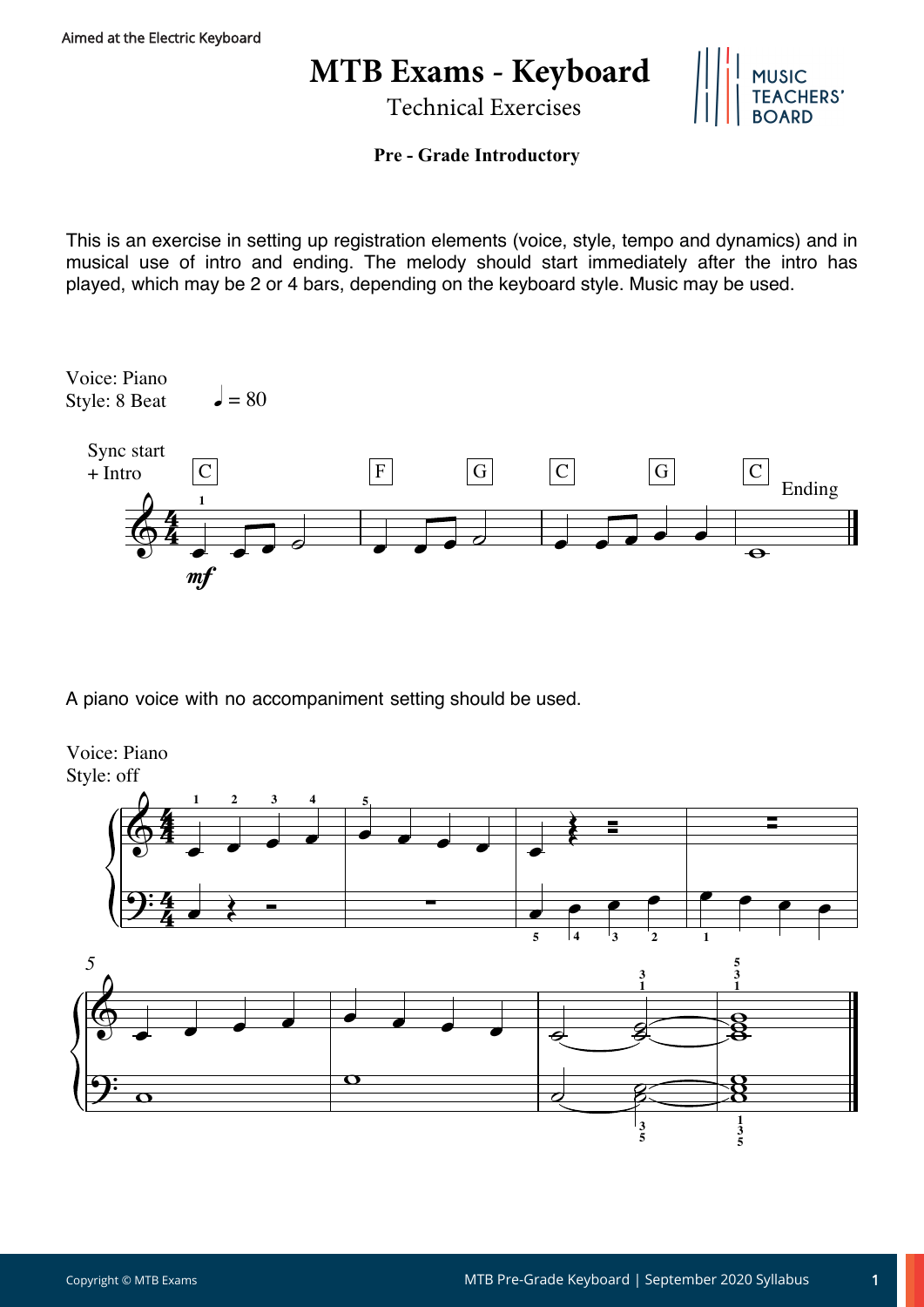Aimed at the Electric Keyboard

# MTB Exams - Keyboard

Technical Exercises

**Pre - Grade Introductory**

This is an exercise in setting up registration elements (voice, style, tempo and dynamics) and in musical use of intro and ending. The melody should start immediately after the intro has played, which may be 2 or 4 bars, depending on the keyboard style. Music may be used.

Voice: Piano
Style: 8 Beat ♩ = 80

Sync start + Intro

C F G C G C Ending

*mf*

A piano voice with no accompaniment setting should be used.

Voice: Piano
Style: off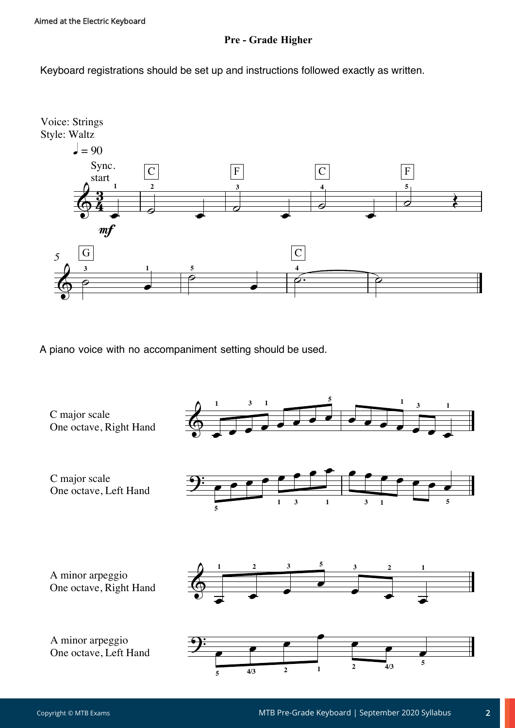Aimed at the Electric Keyboard

**Pre - Grade Higher**

Keyboard registrations should be set up and instructions followed exactly as written.

Voice: Strings
Style: Waltz

A piano voice with no accompaniment setting should be used.

C major scale
One octave, Right Hand

C major scale
One octave, Left Hand

A minor arpeggio
One octave, Right Hand

A minor arpeggio
One octave, Left Hand